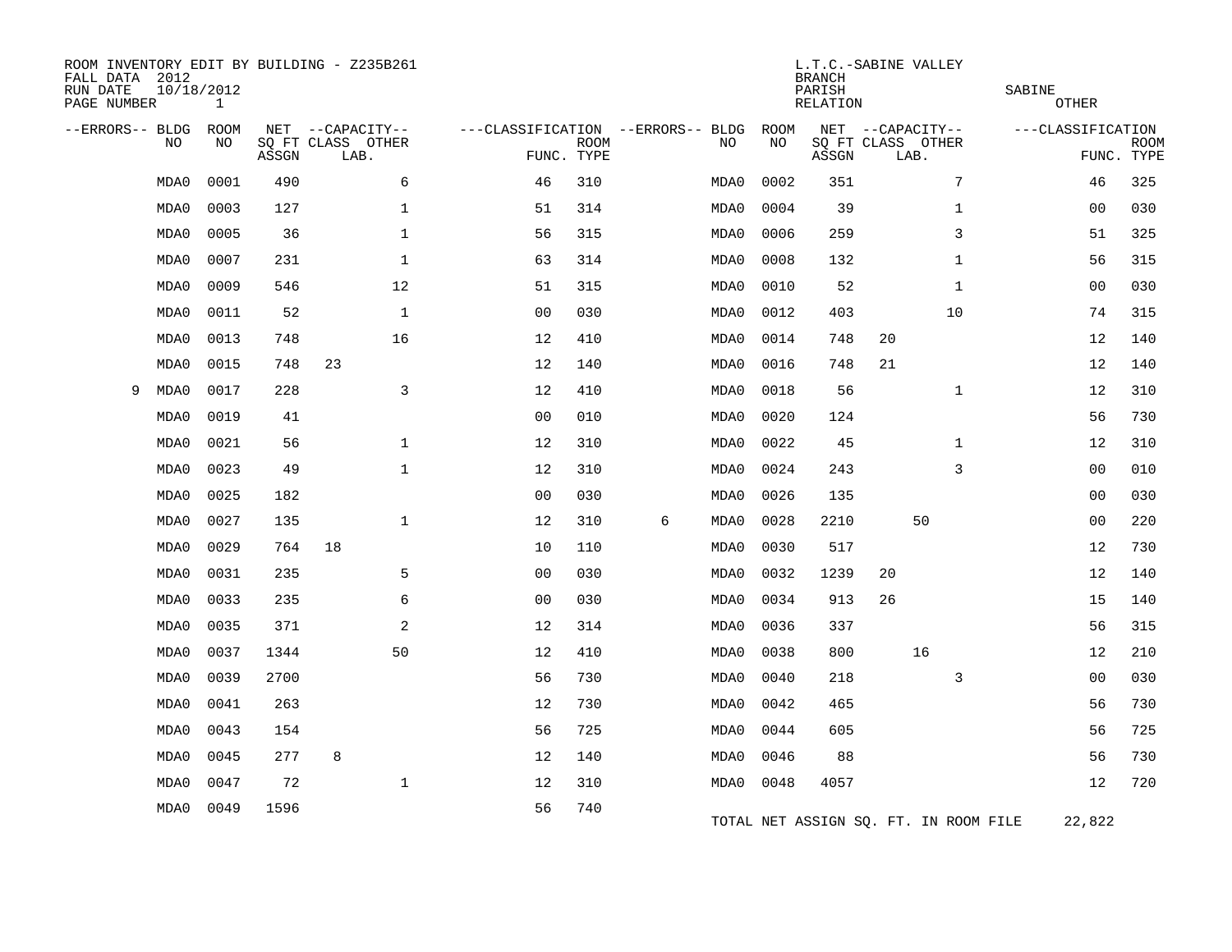ROOM INVENTORY EDIT BY BUILDING - Z235B261
FALL DATA 2012
RUN DATE 10/18/2012
PAGE NUMBER 1

L.T.C.-SABINE VALLEY
BRANCH
PARISH SABINE
RELATION OTHER

| --ERRORS-- | BLDG NO | ROOM NO | NET SQ FT ASSGN | CAPACITY CLASS LAB. | CAPACITY OTHER | CLASSIFICATION FUNC. | ROOM TYPE | --ERRORS-- | BLDG NO | ROOM NO | NET SQ FT ASSGN | CAPACITY CLASS LAB. | CAPACITY OTHER | CLASSIFICATION FUNC. | ROOM TYPE |
|---|---|---|---|---|---|---|---|---|---|---|---|---|---|---|---|
| | MDA0 | 0001 | 490 | | 6 | 46 | 310 | | MDA0 | 0002 | 351 | | 7 | 46 | 325 |
| | MDA0 | 0003 | 127 | | 1 | 51 | 314 | | MDA0 | 0004 | 39 | | 1 | 00 | 030 |
| | MDA0 | 0005 | 36 | | 1 | 56 | 315 | | MDA0 | 0006 | 259 | | 3 | 51 | 325 |
| | MDA0 | 0007 | 231 | | 1 | 63 | 314 | | MDA0 | 0008 | 132 | | 1 | 56 | 315 |
| | MDA0 | 0009 | 546 | | 12 | 51 | 315 | | MDA0 | 0010 | 52 | | 1 | 00 | 030 |
| | MDA0 | 0011 | 52 | | 1 | 00 | 030 | | MDA0 | 0012 | 403 | | 10 | 74 | 315 |
| | MDA0 | 0013 | 748 | | 16 | 12 | 410 | | MDA0 | 0014 | 748 | 20 | | 12 | 140 |
| | MDA0 | 0015 | 748 | 23 | | 12 | 140 | | MDA0 | 0016 | 748 | 21 | | 12 | 140 |
| 9 | MDA0 | 0017 | 228 | | 3 | 12 | 410 | | MDA0 | 0018 | 56 | | 1 | 12 | 310 |
| | MDA0 | 0019 | 41 | | | 00 | 010 | | MDA0 | 0020 | 124 | | | 56 | 730 |
| | MDA0 | 0021 | 56 | | 1 | 12 | 310 | | MDA0 | 0022 | 45 | | 1 | 12 | 310 |
| | MDA0 | 0023 | 49 | | 1 | 12 | 310 | | MDA0 | 0024 | 243 | | 3 | 00 | 010 |
| | MDA0 | 0025 | 182 | | | 00 | 030 | | MDA0 | 0026 | 135 | | | 00 | 030 |
| | MDA0 | 0027 | 135 | | 1 | 12 | 310 | 6 | MDA0 | 0028 | 2210 | | 50 | 00 | 220 |
| | MDA0 | 0029 | 764 | 18 | | 10 | 110 | | MDA0 | 0030 | 517 | | | 12 | 730 |
| | MDA0 | 0031 | 235 | | 5 | 00 | 030 | | MDA0 | 0032 | 1239 | 20 | | 12 | 140 |
| | MDA0 | 0033 | 235 | | 6 | 00 | 030 | | MDA0 | 0034 | 913 | 26 | | 15 | 140 |
| | MDA0 | 0035 | 371 | | 2 | 12 | 314 | | MDA0 | 0036 | 337 | | | 56 | 315 |
| | MDA0 | 0037 | 1344 | | 50 | 12 | 410 | | MDA0 | 0038 | 800 | | 16 | 12 | 210 |
| | MDA0 | 0039 | 2700 | | | 56 | 730 | | MDA0 | 0040 | 218 | | 3 | 00 | 030 |
| | MDA0 | 0041 | 263 | | | 12 | 730 | | MDA0 | 0042 | 465 | | | 56 | 730 |
| | MDA0 | 0043 | 154 | | | 56 | 725 | | MDA0 | 0044 | 605 | | | 56 | 725 |
| | MDA0 | 0045 | 277 | 8 | | 12 | 140 | | MDA0 | 0046 | 88 | | | 56 | 730 |
| | MDA0 | 0047 | 72 | | 1 | 12 | 310 | | MDA0 | 0048 | 4057 | | | 12 | 720 |
| | MDA0 | 0049 | 1596 | | | 56 | 740 | | | | | | | | |

TOTAL NET ASSIGN SQ. FT. IN ROOM FILE 22,822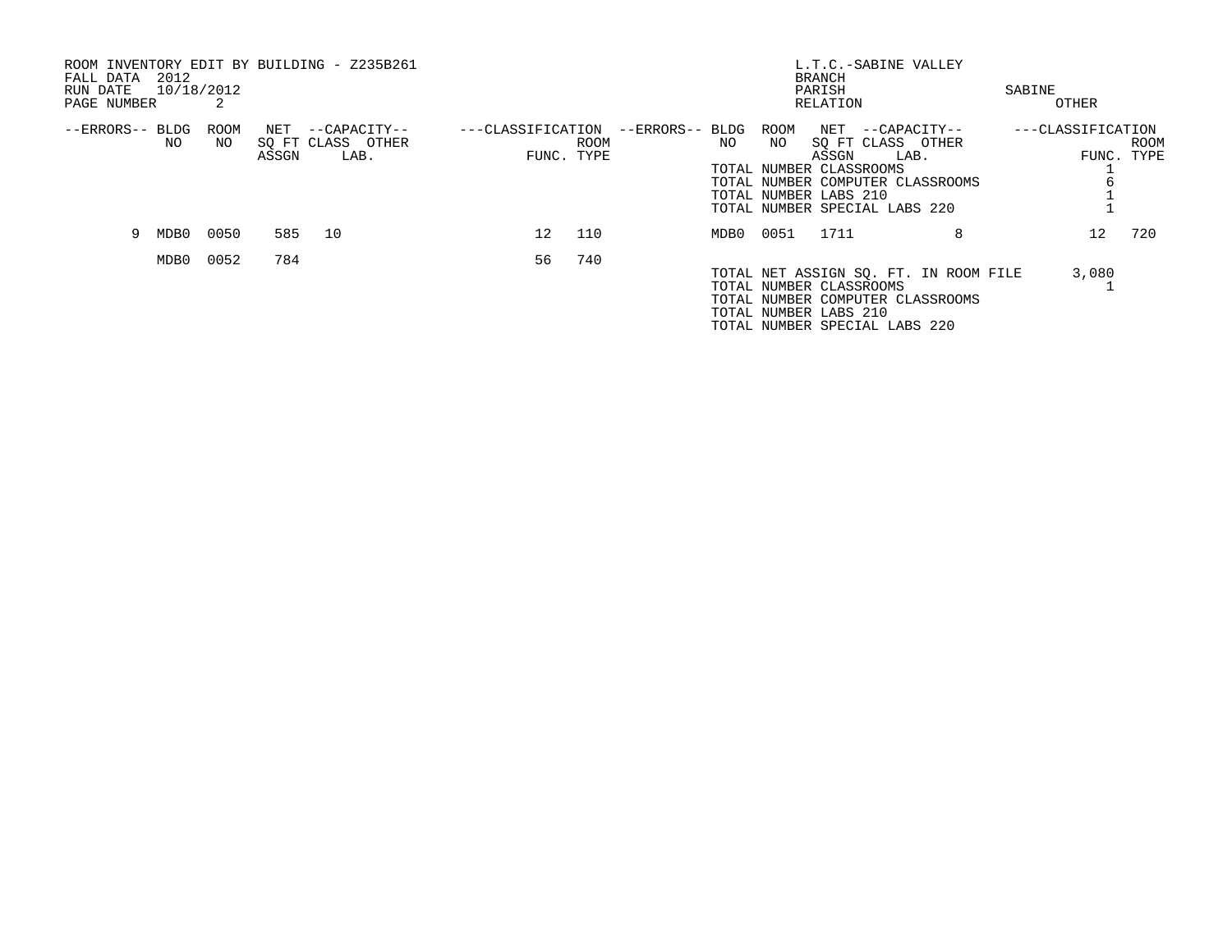ROOM INVENTORY EDIT BY BUILDING - Z235B261
FALL DATA 2012
RUN DATE 10/18/2012
PAGE NUMBER 2

L.T.C.-SABINE VALLEY
BRANCH
PARISH SABINE
RELATION OTHER

| --ERRORS-- | BLDG NO | ROOM NO | NET SQ FT ASSGN | --CAPACITY-- CLASS | OTHER LAB. | ---CLASSIFICATION FUNC. | ROOM TYPE | --ERRORS-- | BLDG NO | ROOM NO | NET SQ FT ASSGN | --CAPACITY-- CLASS | OTHER LAB. | ---CLASSIFICATION FUNC. | ROOM TYPE |
|---|---|---|---|---|---|---|---|---|---|---|---|---|---|---|---|
| | | | | | | | | | TOTAL NUMBER CLASSROOMS | | | | | 1 | |
| | | | | | | | | | TOTAL NUMBER COMPUTER CLASSROOMS | | | | | 6 | |
| | | | | | | | | | TOTAL NUMBER LABS 210 | | | | | 1 | |
| | | | | | | | | | TOTAL NUMBER SPECIAL LABS 220 | | | | | 1 | |
| 9 | MDB0 | 0050 | 585 | 10 | | 12 | 110 | | MDB0 | 0051 | 1711 | | 8 | 12 | 720 |
| | MDB0 | 0052 | 784 | | | 56 | 740 | | | | | | | | |

TOTAL NET ASSIGN SQ. FT. IN ROOM FILE 3,080
TOTAL NUMBER CLASSROOMS 1
TOTAL NUMBER COMPUTER CLASSROOMS
TOTAL NUMBER LABS 210
TOTAL NUMBER SPECIAL LABS 220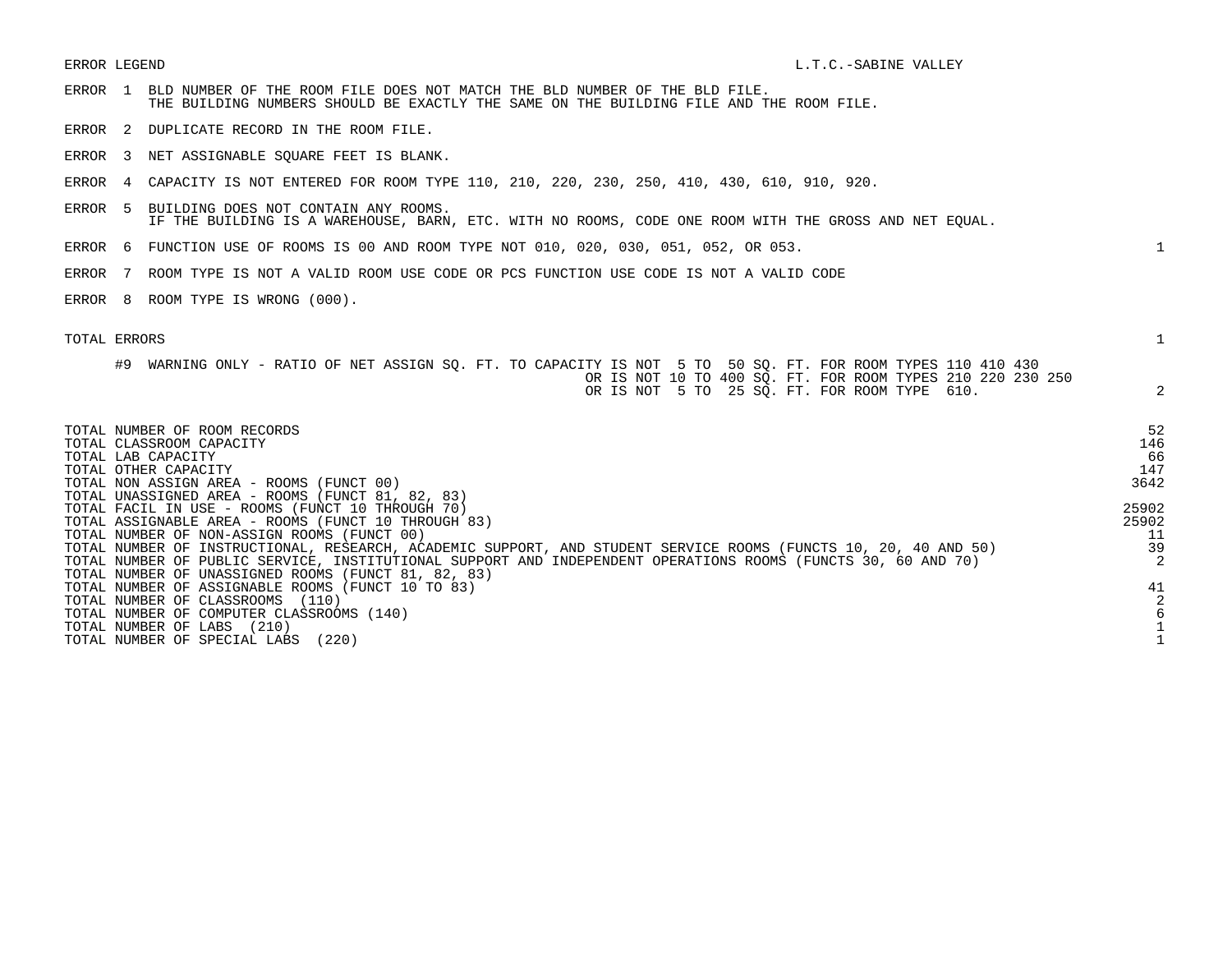ERROR LEGEND

L.T.C.-SABINE VALLEY

| | | |
|---|---|---|
| ERROR 1 | BLD NUMBER OF THE ROOM FILE DOES NOT MATCH THE BLD NUMBER OF THE BLD FILE. THE BUILDING NUMBERS SHOULD BE EXACTLY THE SAME ON THE BUILDING FILE AND THE ROOM FILE. | |
| ERROR 2 | DUPLICATE RECORD IN THE ROOM FILE. | |
| ERROR 3 | NET ASSIGNABLE SQUARE FEET IS BLANK. | |
| ERROR 4 | CAPACITY IS NOT ENTERED FOR ROOM TYPE 110, 210, 220, 230, 250, 410, 430, 610, 910, 920. | |
| ERROR 5 | BUILDING DOES NOT CONTAIN ANY ROOMS. IF THE BUILDING IS A WAREHOUSE, BARN, ETC. WITH NO ROOMS, CODE ONE ROOM WITH THE GROSS AND NET EQUAL. | |
| ERROR 6 | FUNCTION USE OF ROOMS IS 00 AND ROOM TYPE NOT 010, 020, 030, 051, 052, OR 053. | 1 |
| ERROR 7 | ROOM TYPE IS NOT A VALID ROOM USE CODE OR PCS FUNCTION USE CODE IS NOT A VALID CODE | |
| ERROR 8 | ROOM TYPE IS WRONG (000). | |
| TOTAL ERRORS | | 1 |
| #9 | WARNING ONLY - RATIO OF NET ASSIGN SQ. FT. TO CAPACITY IS NOT 5 TO 50 SQ. FT. FOR ROOM TYPES 110 410 430 OR IS NOT 10 TO 400 SQ. FT. FOR ROOM TYPES 210 220 230 250 OR IS NOT 5 TO 25 SQ. FT. FOR ROOM TYPE 610. | 2 |

| | |
|---|---|
| TOTAL NUMBER OF ROOM RECORDS | 52 |
| TOTAL CLASSROOM CAPACITY | 146 |
| TOTAL LAB CAPACITY | 66 |
| TOTAL OTHER CAPACITY | 147 |
| TOTAL NON ASSIGN AREA - ROOMS (FUNCT 00) | 3642 |
| TOTAL UNASSIGNED AREA - ROOMS (FUNCT 81, 82, 83) | |
| TOTAL FACIL IN USE - ROOMS (FUNCT 10 THROUGH 70) | 25902 |
| TOTAL ASSIGNABLE AREA - ROOMS (FUNCT 10 THROUGH 83) | 25902 |
| TOTAL NUMBER OF NON-ASSIGN ROOMS (FUNCT 00) | 11 |
| TOTAL NUMBER OF INSTRUCTIONAL, RESEARCH, ACADEMIC SUPPORT, AND STUDENT SERVICE ROOMS (FUNCTS 10, 20, 40 AND 50) | 39 |
| TOTAL NUMBER OF PUBLIC SERVICE, INSTITUTIONAL SUPPORT AND INDEPENDENT OPERATIONS ROOMS (FUNCTS 30, 60 AND 70) | 2 |
| TOTAL NUMBER OF UNASSIGNED ROOMS (FUNCT 81, 82, 83) | |
| TOTAL NUMBER OF ASSIGNABLE ROOMS (FUNCT 10 TO 83) | 41 |
| TOTAL NUMBER OF CLASSROOMS (110) | 2 |
| TOTAL NUMBER OF COMPUTER CLASSROOMS (140) | 6 |
| TOTAL NUMBER OF LABS (210) | 1 |
| TOTAL NUMBER OF SPECIAL LABS (220) | 1 |